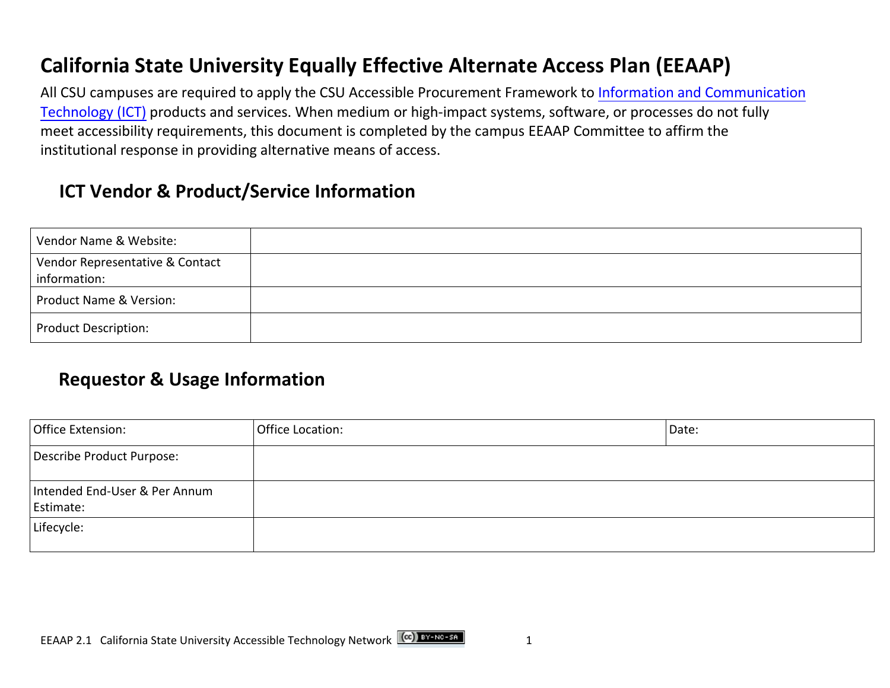# California State University Equally Effective Alternate Access Plan (EEAAP)

All CSU campuses are required to apply the CSU Accessible Procurement Framework to Information and Communication Technology (ICT) products and services. When medium or high-impact systems, software, or processes do not fully meet accessibility requirements, this document is completed by the campus EEAAP Committee to affirm the institutional response in providing alternative means of access.

## ICT Vendor & Product/Service Information

| Vendor Name & Website: | |
|---|---|
| Vendor Representative & Contact information: | |
| Product Name & Version: | |
| Product Description: | |

## Requestor & Usage Information

| Office Extension: | Office Location: | Date: |
|---|---|---|
| Describe Product Purpose: | | |
| Intended End-User & Per Annum Estimate: | | |
| Lifecycle: | | |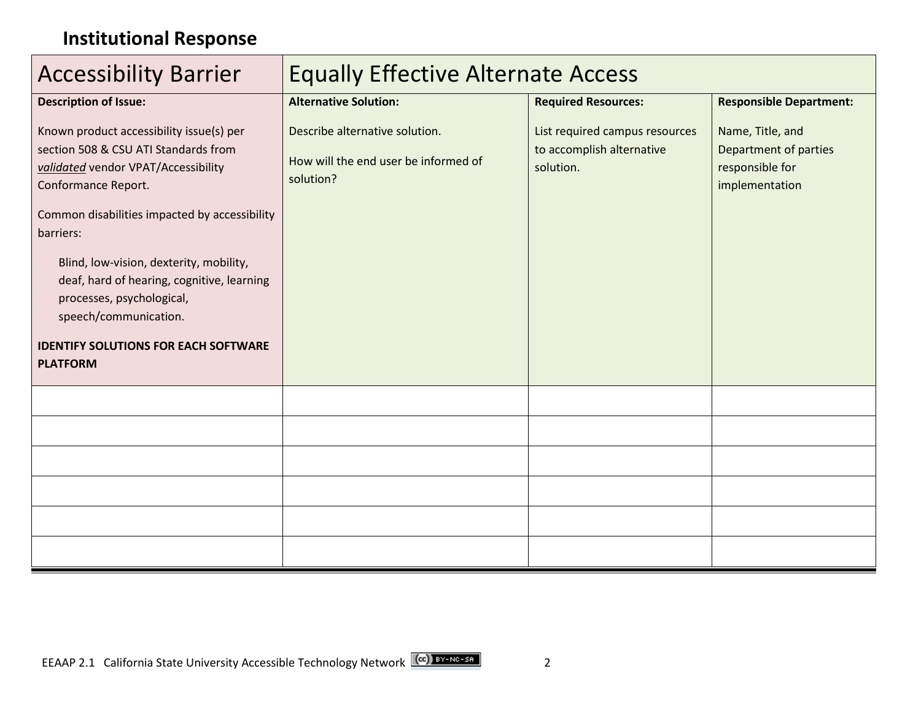## Institutional Response

| Accessibility Barrier | Equally Effective Alternate Access | | |
|---|---|---|---|
| **Description of Issue:**<br><br>Known product accessibility issue(s) per section 508 & CSU ATI Standards from _**validated**_ vendor VPAT/Accessibility Conformance Report.<br><br>Common disabilities impacted by accessibility barriers:<br><br>Blind, low-vision, dexterity, mobility, deaf, hard of hearing, cognitive, learning processes, psychological, speech/communication.<br><br>**IDENTIFY SOLUTIONS FOR EACH SOFTWARE PLATFORM** | **Alternative Solution:**<br><br>Describe alternative solution.<br><br>How will the end user be informed of solution? | **Required Resources:**<br><br>List required campus resources to accomplish alternative solution. | **Responsible Department:**<br><br>Name, Title, and Department of parties responsible for implementation |
| | | | |
| | | | |
| | | | |
| | | | |
| | | | |
| | | | |

EEAAP 2.1 California State University Accessible Technology Network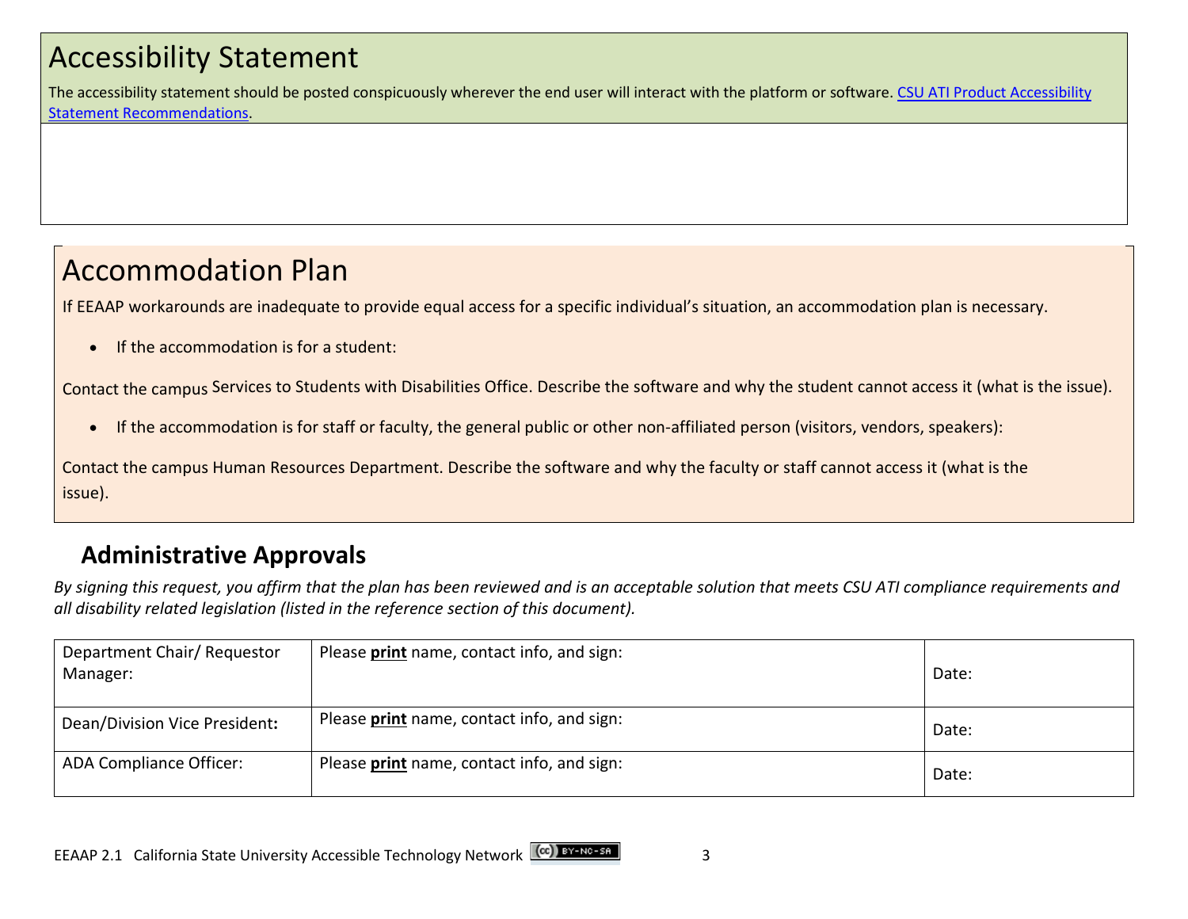# Accessibility Statement

The accessibility statement should be posted conspicuously wherever the end user will interact with the platform or software. [CSU ATI Product Accessibility Statement Recommendations](#).

# Accommodation Plan

If EEAAP workarounds are inadequate to provide equal access for a specific individual's situation, an accommodation plan is necessary.

- If the accommodation is for a student:

Contact the campus Services to Students with Disabilities Office. Describe the software and why the student cannot access it (what is the issue).

- If the accommodation is for staff or faculty, the general public or other non-affiliated person (visitors, vendors, speakers):

Contact the campus Human Resources Department. Describe the software and why the faculty or staff cannot access it (what is the issue).

## Administrative Approvals

*By signing this request, you affirm that the plan has been reviewed and is an acceptable solution that meets CSU ATI compliance requirements and all disability related legislation (listed in the reference section of this document).*

| | | |
|---|---|---|
| Department Chair/ Requestor Manager: | Please **print** name, contact info, and sign: | Date: |
| Dean/Division Vice President**:** | Please **print** name, contact info, and sign: | Date: |
| ADA Compliance Officer: | Please **print** name, contact info, and sign: | Date: |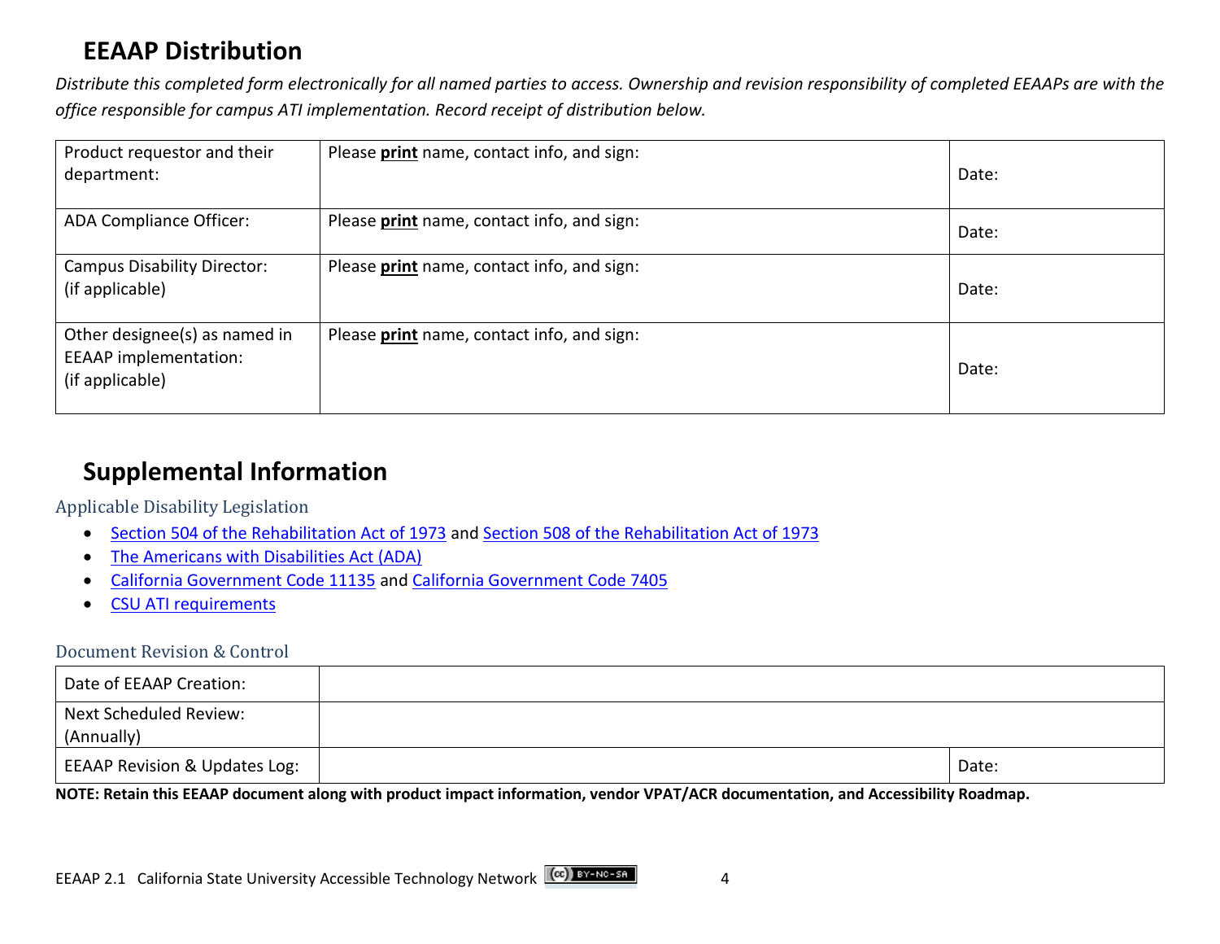## EEAAP Distribution

*Distribute this completed form electronically for all named parties to access. Ownership and revision responsibility of completed EEAAPs are with the office responsible for campus ATI implementation. Record receipt of distribution below.*

| | | |
|---|---|---|
| Product requestor and their department: | Please **print** name, contact info, and sign: | Date: |
| ADA Compliance Officer: | Please **print** name, contact info, and sign: | Date: |
| Campus Disability Director: (if applicable) | Please **print** name, contact info, and sign: | Date: |
| Other designee(s) as named in EEAAP implementation: (if applicable) | Please **print** name, contact info, and sign: | Date: |

## Supplemental Information

### Applicable Disability Legislation

- Section 504 of the Rehabilitation Act of 1973 and Section 508 of the Rehabilitation Act of 1973
- The Americans with Disabilities Act (ADA)
- California Government Code 11135 and California Government Code 7405
- CSU ATI requirements

### Document Revision & Control

| | | |
|---|---|---|
| Date of EEAAP Creation: | | |
| Next Scheduled Review: (Annually) | | |
| EEAAP Revision & Updates Log: | | Date: |

**NOTE: Retain this EEAAP document along with product impact information, vendor VPAT/ACR documentation, and Accessibility Roadmap.**

EEAAP 2.1 California State University Accessible Technology Network